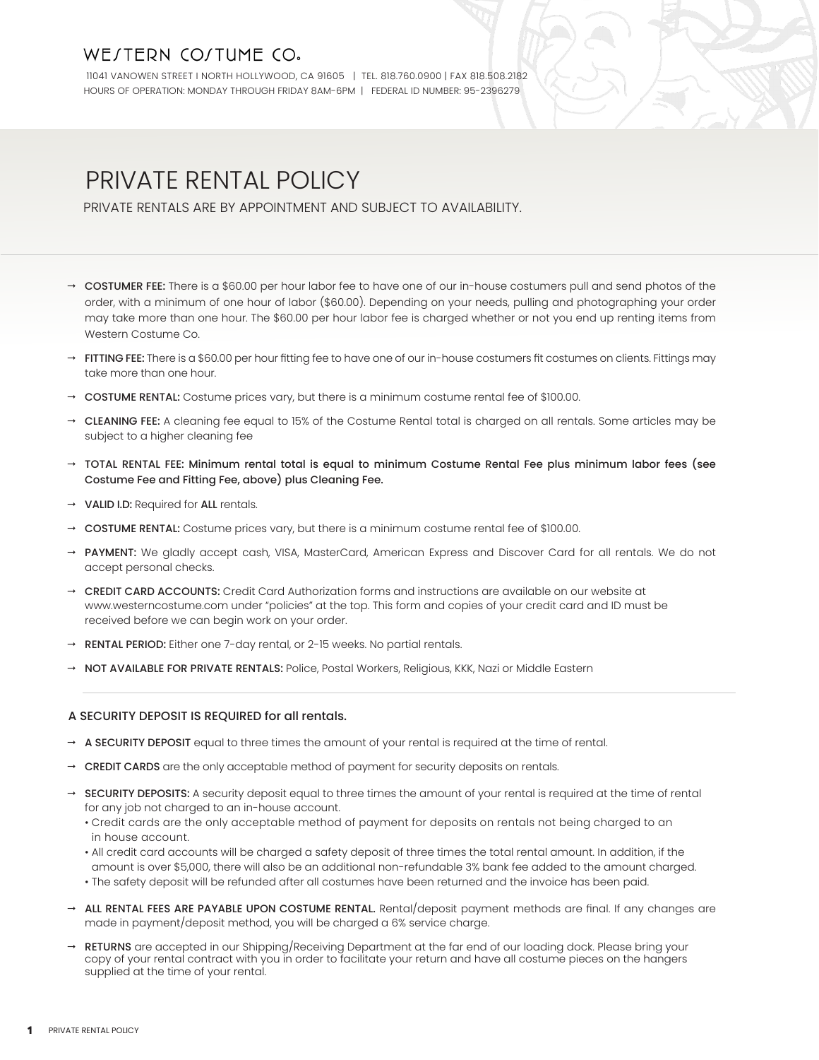# WESTERN COSTUME CO.

11041 VANOWEN STREET I NORTH HOLLYWOOD, CA 91605 | TEL. 818.760.0900 | FAX 818.508.2182
HOURS OF OPERATION: MONDAY THROUGH FRIDAY 8AM-6PM | FEDERAL ID NUMBER: 95-2396279

## PRIVATE RENTAL POLICY

PRIVATE RENTALS ARE BY APPOINTMENT AND SUBJECT TO AVAILABILITY.

- → **COSTUMER FEE:** There is a $60.00 per hour labor fee to have one of our in-house costumers pull and send photos of the order, with a minimum of one hour of labor ($60.00). Depending on your needs, pulling and photographing your order may take more than one hour. The $60.00 per hour labor fee is charged whether or not you end up renting items from Western Costume Co.
- → **FITTING FEE:** There is a $60.00 per hour fitting fee to have one of our in-house costumers fit costumes on clients. Fittings may take more than one hour.
- → **COSTUME RENTAL:** Costume prices vary, but there is a minimum costume rental fee of $100.00.
- → **CLEANING FEE:** A cleaning fee equal to 15% of the Costume Rental total is charged on all rentals. Some articles may be subject to a higher cleaning fee
- → **TOTAL RENTAL FEE: Minimum rental total is equal to minimum Costume Rental Fee plus minimum labor fees (see Costume Fee and Fitting Fee, above) plus Cleaning Fee.**
- → **VALID I.D:** Required for **ALL** rentals.
- → **COSTUME RENTAL:** Costume prices vary, but there is a minimum costume rental fee of $100.00.
- → **PAYMENT:** We gladly accept cash, VISA, MasterCard, American Express and Discover Card for all rentals. We do not accept personal checks.
- → **CREDIT CARD ACCOUNTS:** Credit Card Authorization forms and instructions are available on our website at www.westerncostume.com under "policies" at the top. This form and copies of your credit card and ID must be received before we can begin work on your order.
- → **RENTAL PERIOD:** Either one 7-day rental, or 2-15 weeks. No partial rentals.
- → **NOT AVAILABLE FOR PRIVATE RENTALS:** Police, Postal Workers, Religious, KKK, Nazi or Middle Eastern

### A SECURITY DEPOSIT IS REQUIRED for all rentals.

- → **A SECURITY DEPOSIT** equal to three times the amount of your rental is required at the time of rental.
- → **CREDIT CARDS** are the only acceptable method of payment for security deposits on rentals.
- → **SECURITY DEPOSITS:** A security deposit equal to three times the amount of your rental is required at the time of rental for any job not charged to an in-house account.
  - Credit cards are the only acceptable method of payment for deposits on rentals not being charged to an in house account.
  - All credit card accounts will be charged a safety deposit of three times the total rental amount. In addition, if the amount is over $5,000, there will also be an additional non-refundable 3% bank fee added to the amount charged.
  - The safety deposit will be refunded after all costumes have been returned and the invoice has been paid.
- → **ALL RENTAL FEES ARE PAYABLE UPON COSTUME RENTAL.** Rental/deposit payment methods are final. If any changes are made in payment/deposit method, you will be charged a 6% service charge.
- → **RETURNS** are accepted in our Shipping/Receiving Department at the far end of our loading dock. Please bring your copy of your rental contract with you in order to facilitate your return and have all costume pieces on the hangers supplied at the time of your rental.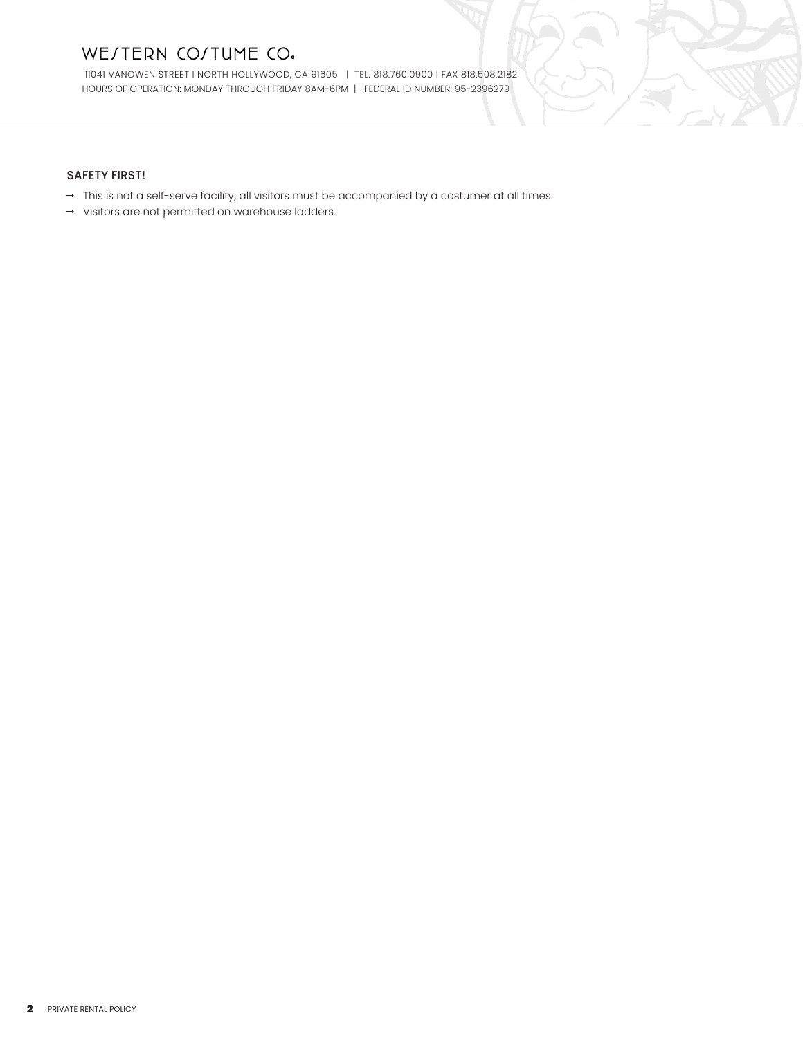# WESTERN COSTUME CO.

11041 VANOWEN STREET I NORTH HOLLYWOOD, CA 91605 | TEL. 818.760.0900 | FAX 818.508.2182
HOURS OF OPERATION: MONDAY THROUGH FRIDAY 8AM-6PM | FEDERAL ID NUMBER: 95-2396279

## SAFETY FIRST!

- This is not a self-serve facility; all visitors must be accompanied by a costumer at all times.
- Visitors are not permitted on warehouse ladders.